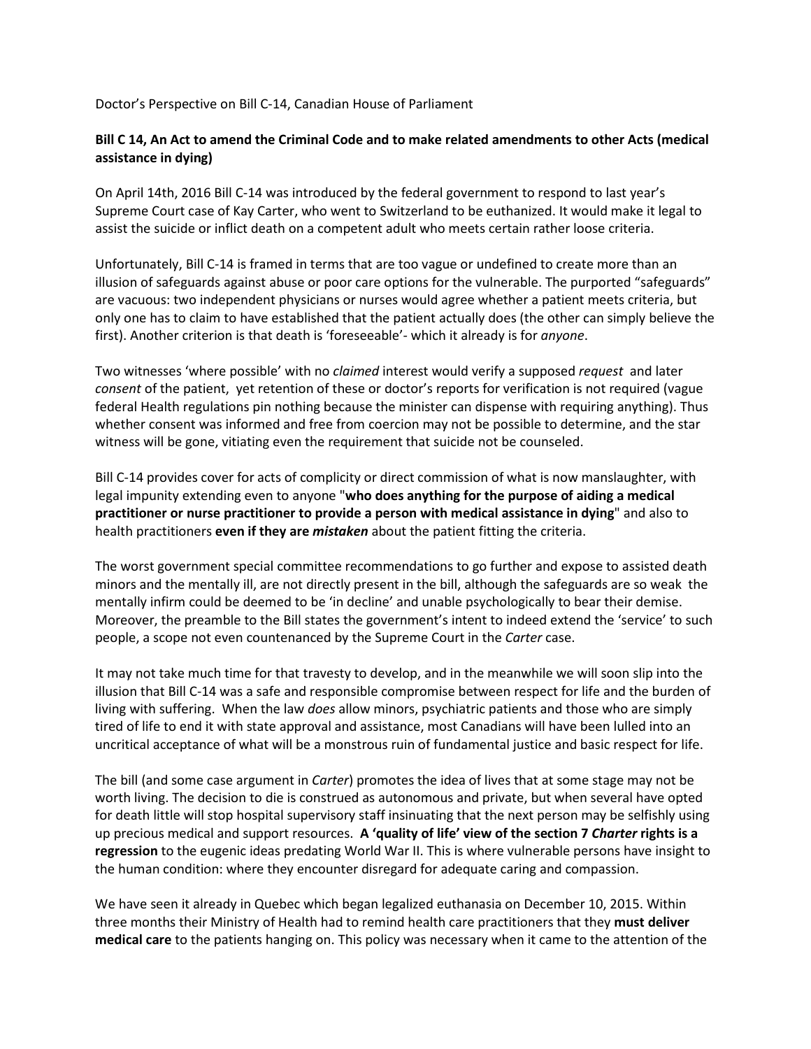Doctor's Perspective on Bill C-14, Canadian House of Parliament

**Bill C 14, An Act to amend the Criminal Code and to make related amendments to other Acts (medical assistance in dying)**

On April 14th, 2016 Bill C-14 was introduced by the federal government to respond to last year's Supreme Court case of Kay Carter, who went to Switzerland to be euthanized. It would make it legal to assist the suicide or inflict death on a competent adult who meets certain rather loose criteria.

Unfortunately, Bill C-14 is framed in terms that are too vague or undefined to create more than an illusion of safeguards against abuse or poor care options for the vulnerable. The purported "safeguards" are vacuous: two independent physicians or nurses would agree whether a patient meets criteria, but only one has to claim to have established that the patient actually does (the other can simply believe the first). Another criterion is that death is 'foreseeable'- which it already is for *anyone*.

Two witnesses 'where possible' with no *claimed* interest would verify a supposed *request* and later *consent* of the patient, yet retention of these or doctor's reports for verification is not required (vague federal Health regulations pin nothing because the minister can dispense with requiring anything). Thus whether consent was informed and free from coercion may not be possible to determine, and the star witness will be gone, vitiating even the requirement that suicide not be counseled.

Bill C-14 provides cover for acts of complicity or direct commission of what is now manslaughter, with legal impunity extending even to anyone "**who does anything for the purpose of aiding a medical practitioner or nurse practitioner to provide a person with medical assistance in dying**" and also to health practitioners **even if they are *mistaken*** about the patient fitting the criteria.

The worst government special committee recommendations to go further and expose to assisted death minors and the mentally ill, are not directly present in the bill, although the safeguards are so weak the mentally infirm could be deemed to be 'in decline' and unable psychologically to bear their demise. Moreover, the preamble to the Bill states the government's intent to indeed extend the 'service' to such people, a scope not even countenanced by the Supreme Court in the *Carter* case.

It may not take much time for that travesty to develop, and in the meanwhile we will soon slip into the illusion that Bill C-14 was a safe and responsible compromise between respect for life and the burden of living with suffering. When the law *does* allow minors, psychiatric patients and those who are simply tired of life to end it with state approval and assistance, most Canadians will have been lulled into an uncritical acceptance of what will be a monstrous ruin of fundamental justice and basic respect for life.

The bill (and some case argument in *Carter*) promotes the idea of lives that at some stage may not be worth living. The decision to die is construed as autonomous and private, but when several have opted for death little will stop hospital supervisory staff insinuating that the next person may be selfishly using up precious medical and support resources. **A 'quality of life' view of the section 7 *Charter* rights is a regression** to the eugenic ideas predating World War II. This is where vulnerable persons have insight to the human condition: where they encounter disregard for adequate caring and compassion.

We have seen it already in Quebec which began legalized euthanasia on December 10, 2015. Within three months their Ministry of Health had to remind health care practitioners that they **must deliver medical care** to the patients hanging on. This policy was necessary when it came to the attention of the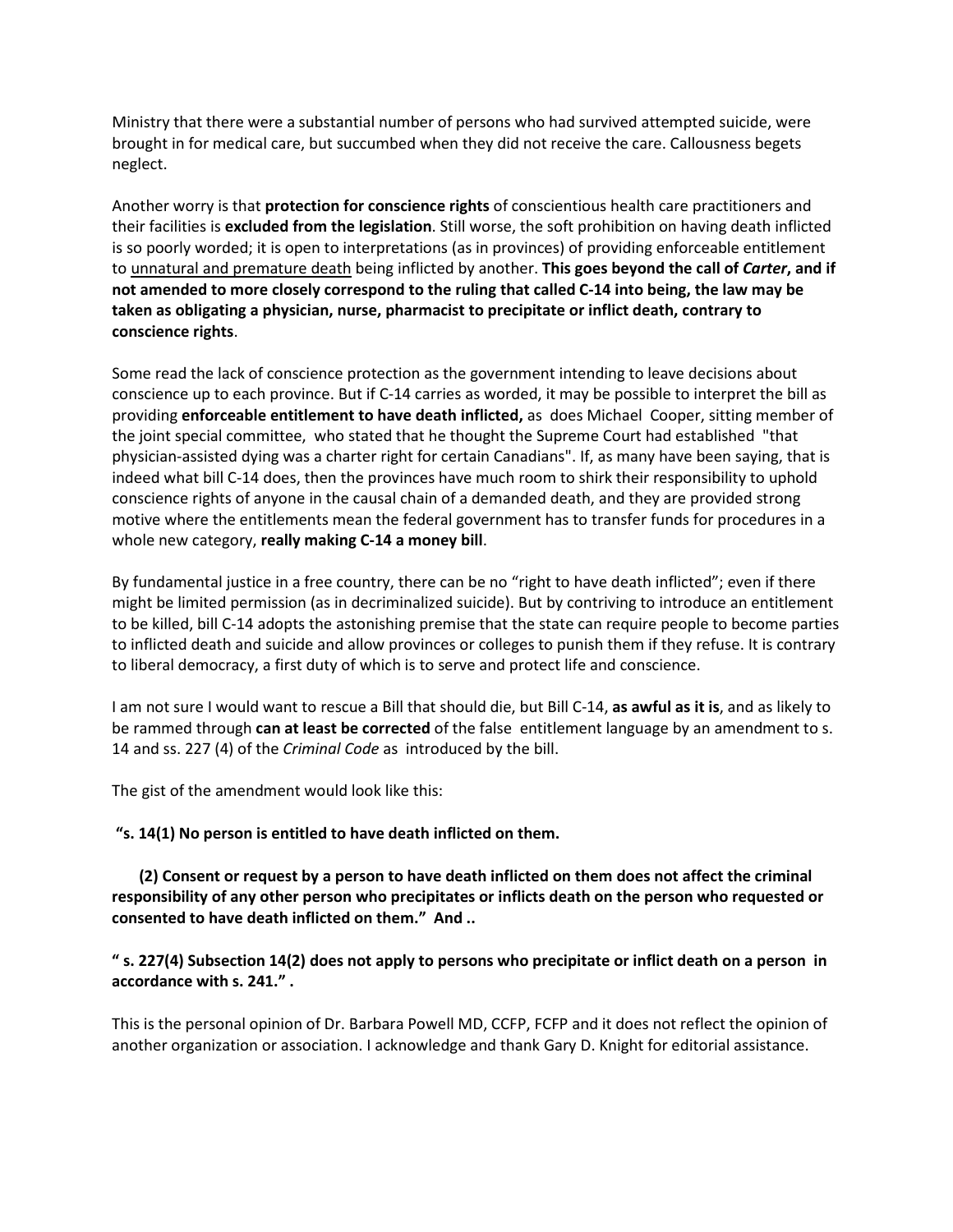Ministry that there were a substantial number of persons who had survived attempted suicide, were brought in for medical care, but succumbed when they did not receive the care. Callousness begets neglect.

Another worry is that **protection for conscience rights** of conscientious health care practitioners and their facilities is **excluded from the legislation**. Still worse, the soft prohibition on having death inflicted is so poorly worded; it is open to interpretations (as in provinces) of providing enforceable entitlement to <u>unnatural and premature death</u> being inflicted by another. **This goes beyond the call of *Carter*, and if not amended to more closely correspond to the ruling that called C-14 into being, the law may be taken as obligating a physician, nurse, pharmacist to precipitate or inflict death, contrary to conscience rights**.

Some read the lack of conscience protection as the government intending to leave decisions about conscience up to each province. But if C-14 carries as worded, it may be possible to interpret the bill as providing **enforceable entitlement to have death inflicted,** as does Michael Cooper, sitting member of the joint special committee, who stated that he thought the Supreme Court had established "that physician-assisted dying was a charter right for certain Canadians". If, as many have been saying, that is indeed what bill C-14 does, then the provinces have much room to shirk their responsibility to uphold conscience rights of anyone in the causal chain of a demanded death, and they are provided strong motive where the entitlements mean the federal government has to transfer funds for procedures in a whole new category, **really making C-14 a money bill**.

By fundamental justice in a free country, there can be no "right to have death inflicted"; even if there might be limited permission (as in decriminalized suicide). But by contriving to introduce an entitlement to be killed, bill C-14 adopts the astonishing premise that the state can require people to become parties to inflicted death and suicide and allow provinces or colleges to punish them if they refuse. It is contrary to liberal democracy, a first duty of which is to serve and protect life and conscience.

I am not sure I would want to rescue a Bill that should die, but Bill C-14, **as awful as it is**, and as likely to be rammed through **can at least be corrected** of the false entitlement language by an amendment to s. 14 and ss. 227 (4) of the *Criminal Code* as introduced by the bill.

The gist of the amendment would look like this:

**"s. 14(1) No person is entitled to have death inflicted on them.**

**(2) Consent or request by a person to have death inflicted on them does not affect the criminal responsibility of any other person who precipitates or inflicts death on the person who requested or consented to have death inflicted on them." And ..**

**" s. 227(4) Subsection 14(2) does not apply to persons who precipitate or inflict death on a person in accordance with s. 241." .**

This is the personal opinion of Dr. Barbara Powell MD, CCFP, FCFP and it does not reflect the opinion of another organization or association. I acknowledge and thank Gary D. Knight for editorial assistance.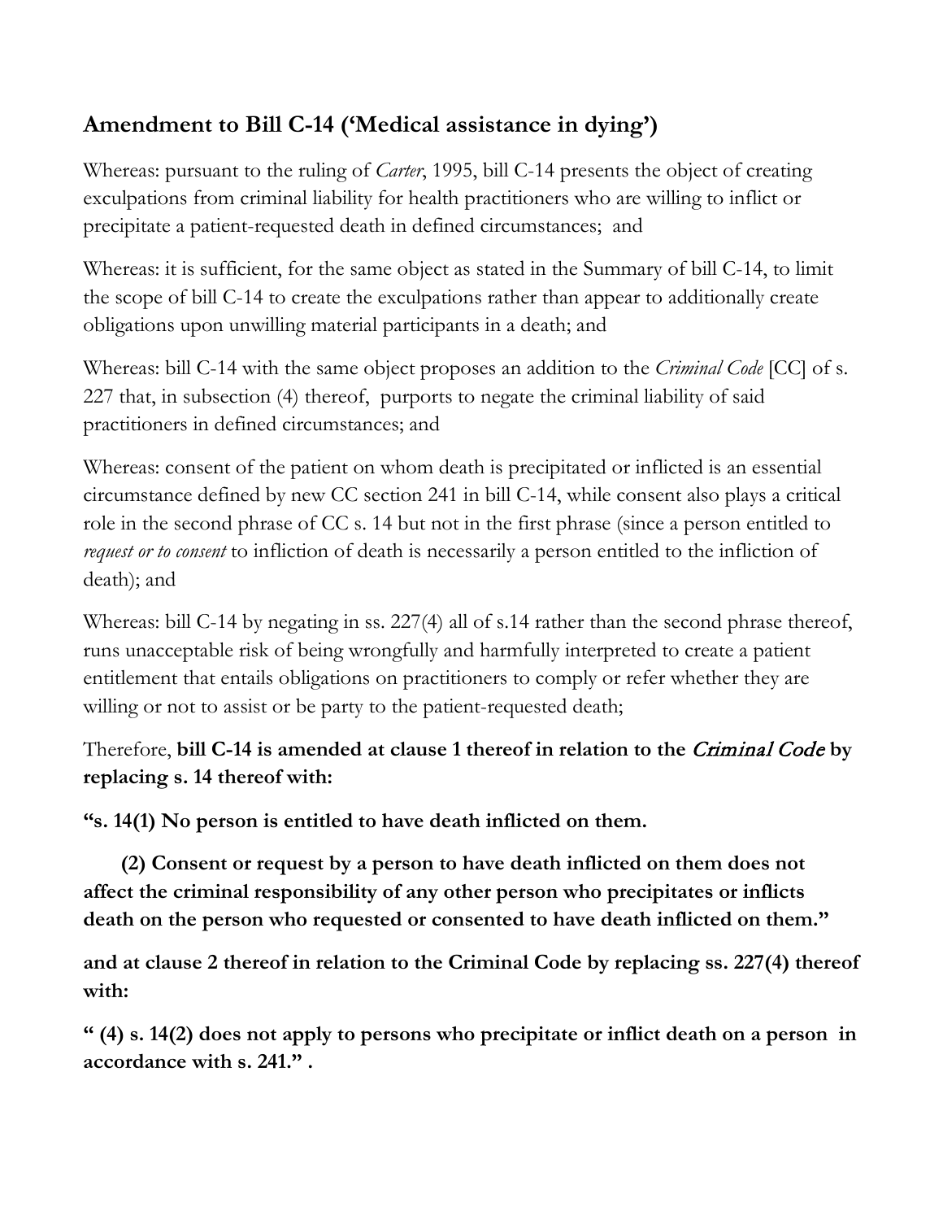## Amendment to Bill C-14 ('Medical assistance in dying')

Whereas: pursuant to the ruling of *Carter*, 1995, bill C-14 presents the object of creating exculpations from criminal liability for health practitioners who are willing to inflict or precipitate a patient-requested death in defined circumstances; and

Whereas: it is sufficient, for the same object as stated in the Summary of bill C-14, to limit the scope of bill C-14 to create the exculpations rather than appear to additionally create obligations upon unwilling material participants in a death; and

Whereas: bill C-14 with the same object proposes an addition to the *Criminal Code* [CC] of s. 227 that, in subsection (4) thereof, purports to negate the criminal liability of said practitioners in defined circumstances; and

Whereas: consent of the patient on whom death is precipitated or inflicted is an essential circumstance defined by new CC section 241 in bill C-14, while consent also plays a critical role in the second phrase of CC s. 14 but not in the first phrase (since a person entitled to *request or to consent* to infliction of death is necessarily a person entitled to the infliction of death); and

Whereas: bill C-14 by negating in ss. 227(4) all of s.14 rather than the second phrase thereof, runs unacceptable risk of being wrongfully and harmfully interpreted to create a patient entitlement that entails obligations on practitioners to comply or refer whether they are willing or not to assist or be party to the patient-requested death;

Therefore, **bill C-14 is amended at clause 1 thereof in relation to the *Criminal Code* by replacing s. 14 thereof with:**

**"s. 14(1) No person is entitled to have death inflicted on them.**

**(2) Consent or request by a person to have death inflicted on them does not affect the criminal responsibility of any other person who precipitates or inflicts death on the person who requested or consented to have death inflicted on them."**

**and at clause 2 thereof in relation to the Criminal Code by replacing ss. 227(4) thereof with:**

**" (4) s. 14(2) does not apply to persons who precipitate or inflict death on a person in accordance with s. 241." .**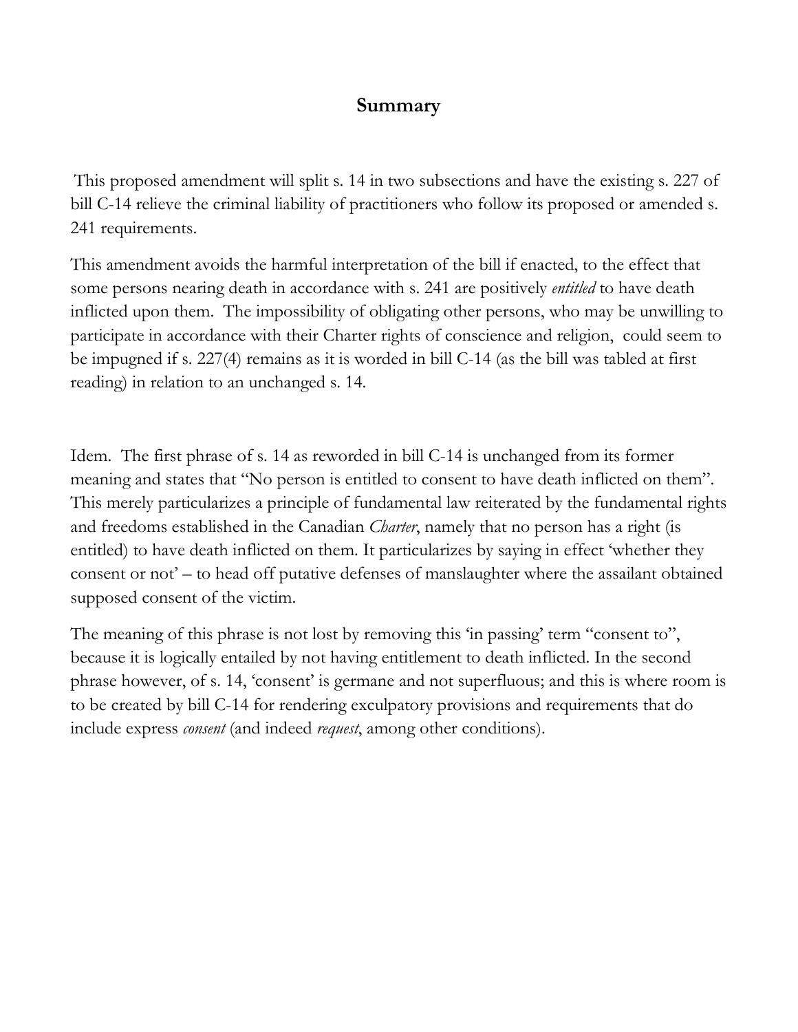## Summary

This proposed amendment will split s. 14 in two subsections and have the existing s. 227 of bill C-14 relieve the criminal liability of practitioners who follow its proposed or amended s. 241 requirements.

This amendment avoids the harmful interpretation of the bill if enacted, to the effect that some persons nearing death in accordance with s. 241 are positively *entitled* to have death inflicted upon them. The impossibility of obligating other persons, who may be unwilling to participate in accordance with their Charter rights of conscience and religion, could seem to be impugned if s. 227(4) remains as it is worded in bill C-14 (as the bill was tabled at first reading) in relation to an unchanged s. 14.

Idem. The first phrase of s. 14 as reworded in bill C-14 is unchanged from its former meaning and states that "No person is entitled to consent to have death inflicted on them". This merely particularizes a principle of fundamental law reiterated by the fundamental rights and freedoms established in the Canadian *Charter*, namely that no person has a right (is entitled) to have death inflicted on them. It particularizes by saying in effect 'whether they consent or not' – to head off putative defenses of manslaughter where the assailant obtained supposed consent of the victim.

The meaning of this phrase is not lost by removing this 'in passing' term "consent to", because it is logically entailed by not having entitlement to death inflicted. In the second phrase however, of s. 14, 'consent' is germane and not superfluous; and this is where room is to be created by bill C-14 for rendering exculpatory provisions and requirements that do include express *consent* (and indeed *request*, among other conditions).